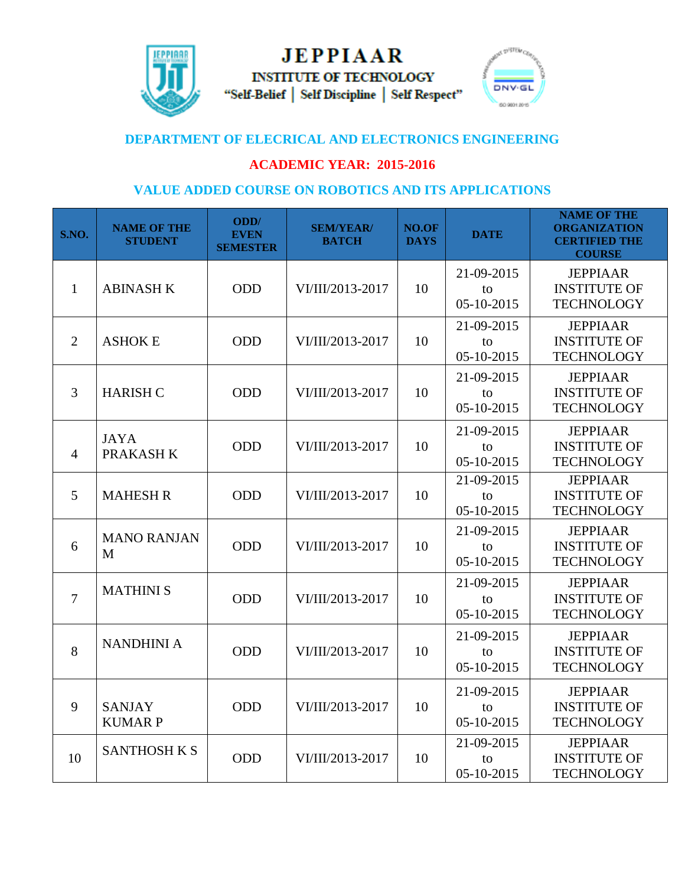# JEPPIAAR

## INSTITUTE OF TECHNOLOGY

"Self-Belief | Self Discipline | Self Respect"

## DEPARTMENT OF ELECRICAL AND ELECTRONICS ENGINEERING

## ACADEMIC YEAR: 2015-2016

## VALUE ADDED COURSE ON ROBOTICS AND ITS APPLICATIONS

| S.NO. | NAME OF THE STUDENT | ODD/ EVEN SEMESTER | SEM/YEAR/ BATCH | NO.OF DAYS | DATE | NAME OF THE ORGANIZATION CERTIFIED THE COURSE |
|---|---|---|---|---|---|---|
| 1 | ABINASH K | ODD | VI/III/2013-2017 | 10 | 21-09-2015 to 05-10-2015 | JEPPIAAR INSTITUTE OF TECHNOLOGY |
| 2 | ASHOK E | ODD | VI/III/2013-2017 | 10 | 21-09-2015 to 05-10-2015 | JEPPIAAR INSTITUTE OF TECHNOLOGY |
| 3 | HARISH C | ODD | VI/III/2013-2017 | 10 | 21-09-2015 to 05-10-2015 | JEPPIAAR INSTITUTE OF TECHNOLOGY |
| 4 | JAYA PRAKASH K | ODD | VI/III/2013-2017 | 10 | 21-09-2015 to 05-10-2015 | JEPPIAAR INSTITUTE OF TECHNOLOGY |
| 5 | MAHESH R | ODD | VI/III/2013-2017 | 10 | 21-09-2015 to 05-10-2015 | JEPPIAAR INSTITUTE OF TECHNOLOGY |
| 6 | MANO RANJAN M | ODD | VI/III/2013-2017 | 10 | 21-09-2015 to 05-10-2015 | JEPPIAAR INSTITUTE OF TECHNOLOGY |
| 7 | MATHINI S | ODD | VI/III/2013-2017 | 10 | 21-09-2015 to 05-10-2015 | JEPPIAAR INSTITUTE OF TECHNOLOGY |
| 8 | NANDHINI A | ODD | VI/III/2013-2017 | 10 | 21-09-2015 to 05-10-2015 | JEPPIAAR INSTITUTE OF TECHNOLOGY |
| 9 | SANJAY KUMAR P | ODD | VI/III/2013-2017 | 10 | 21-09-2015 to 05-10-2015 | JEPPIAAR INSTITUTE OF TECHNOLOGY |
| 10 | SANTHOSH K S | ODD | VI/III/2013-2017 | 10 | 21-09-2015 to 05-10-2015 | JEPPIAAR INSTITUTE OF TECHNOLOGY |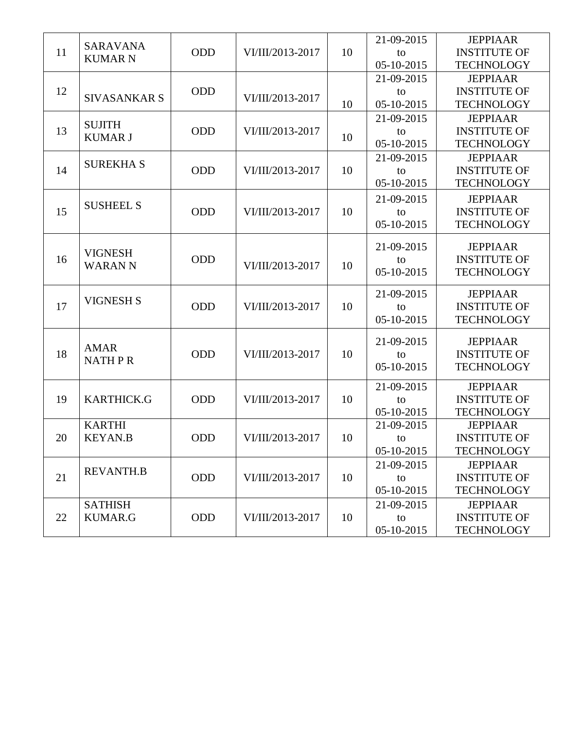| | | | | | | |
|---|---|---|---|---|---|---|
| 11 | SARAVANA KUMAR N | ODD | VI/III/2013-2017 | 10 | 21-09-2015 to 05-10-2015 | JEPPIAAR INSTITUTE OF TECHNOLOGY |
| 12 | SIVASANKAR S | ODD | VI/III/2013-2017 | 10 | 21-09-2015 to 05-10-2015 | JEPPIAAR INSTITUTE OF TECHNOLOGY |
| 13 | SUJITH KUMAR J | ODD | VI/III/2013-2017 | 10 | 21-09-2015 to 05-10-2015 | JEPPIAAR INSTITUTE OF TECHNOLOGY |
| 14 | SUREKHA S | ODD | VI/III/2013-2017 | 10 | 21-09-2015 to 05-10-2015 | JEPPIAAR INSTITUTE OF TECHNOLOGY |
| 15 | SUSHEEL S | ODD | VI/III/2013-2017 | 10 | 21-09-2015 to 05-10-2015 | JEPPIAAR INSTITUTE OF TECHNOLOGY |
| 16 | VIGNESH WARAN N | ODD | VI/III/2013-2017 | 10 | 21-09-2015 to 05-10-2015 | JEPPIAAR INSTITUTE OF TECHNOLOGY |
| 17 | VIGNESH S | ODD | VI/III/2013-2017 | 10 | 21-09-2015 to 05-10-2015 | JEPPIAAR INSTITUTE OF TECHNOLOGY |
| 18 | AMAR NATH P R | ODD | VI/III/2013-2017 | 10 | 21-09-2015 to 05-10-2015 | JEPPIAAR INSTITUTE OF TECHNOLOGY |
| 19 | KARTHICK.G | ODD | VI/III/2013-2017 | 10 | 21-09-2015 to 05-10-2015 | JEPPIAAR INSTITUTE OF TECHNOLOGY |
| 20 | KARTHI KEYAN.B | ODD | VI/III/2013-2017 | 10 | 21-09-2015 to 05-10-2015 | JEPPIAAR INSTITUTE OF TECHNOLOGY |
| 21 | REVANTH.B | ODD | VI/III/2013-2017 | 10 | 21-09-2015 to 05-10-2015 | JEPPIAAR INSTITUTE OF TECHNOLOGY |
| 22 | SATHISH KUMAR.G | ODD | VI/III/2013-2017 | 10 | 21-09-2015 to 05-10-2015 | JEPPIAAR INSTITUTE OF TECHNOLOGY |